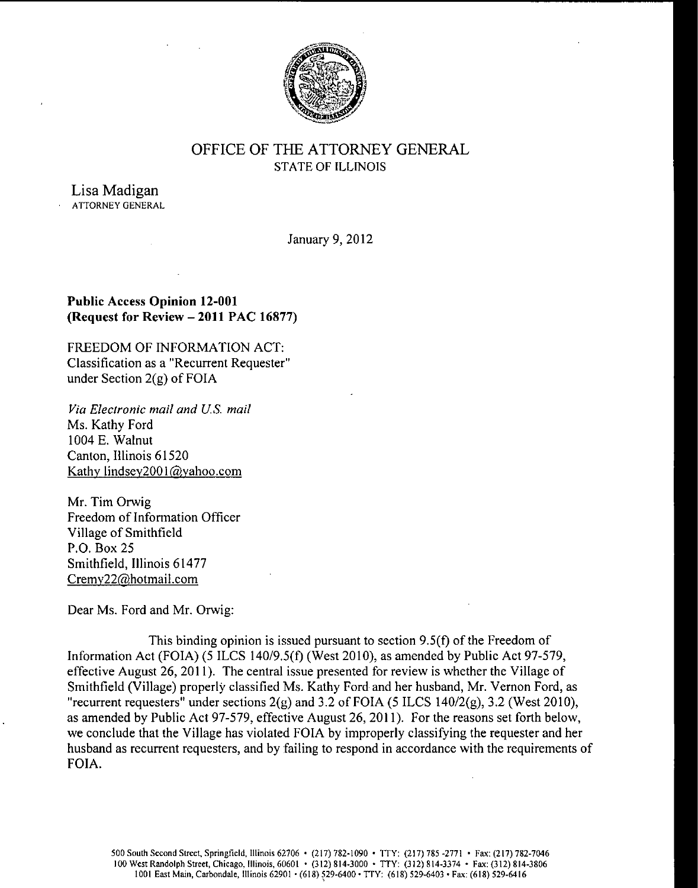# OFFICE OF THE ATTORNEY GENERAL
STATE OF ILLINOIS

Lisa Madigan
ATTORNEY GENERAL

January 9, 2012

**Public Access Opinion 12-001**
**(Request for Review – 2011 PAC 16877)**

FREEDOM OF INFORMATION ACT:
Classification as a "Recurrent Requester"
under Section 2(g) of FOIA

*Via Electronic mail and U.S. mail*
Ms. Kathy Ford
1004 E. Walnut
Canton, Illinois 61520
Kathy lindsey2001@yahoo.com

Mr. Tim Orwig
Freedom of Information Officer
Village of Smithfield
P.O. Box 25
Smithfield, Illinois 61477
Cremy22@hotmail.com

Dear Ms. Ford and Mr. Orwig:

This binding opinion is issued pursuant to section 9.5(f) of the Freedom of Information Act (FOIA) (5 ILCS 140/9.5(f) (West 2010), as amended by Public Act 97-579, effective August 26, 2011). The central issue presented for review is whether the Village of Smithfield (Village) properly classified Ms. Kathy Ford and her husband, Mr. Vernon Ford, as "recurrent requesters" under sections 2(g) and 3.2 of FOIA (5 ILCS 140/2(g), 3.2 (West 2010), as amended by Public Act 97-579, effective August 26, 2011). For the reasons set forth below, we conclude that the Village has violated FOIA by improperly classifying the requester and her husband as recurrent requesters, and by failing to respond in accordance with the requirements of FOIA.

500 South Second Street, Springfield, Illinois 62706 • (217) 782-1090 • TTY: (217) 785-2771 • Fax: (217) 782-7046
100 West Randolph Street, Chicago, Illinois, 60601 • (312) 814-3000 • TTY: (312) 814-3374 • Fax: (312) 814-3806
1001 East Main, Carbondale, Illinois 62901 • (618) 529-6400 • TTY: (618) 529-6403 • Fax: (618) 529-6416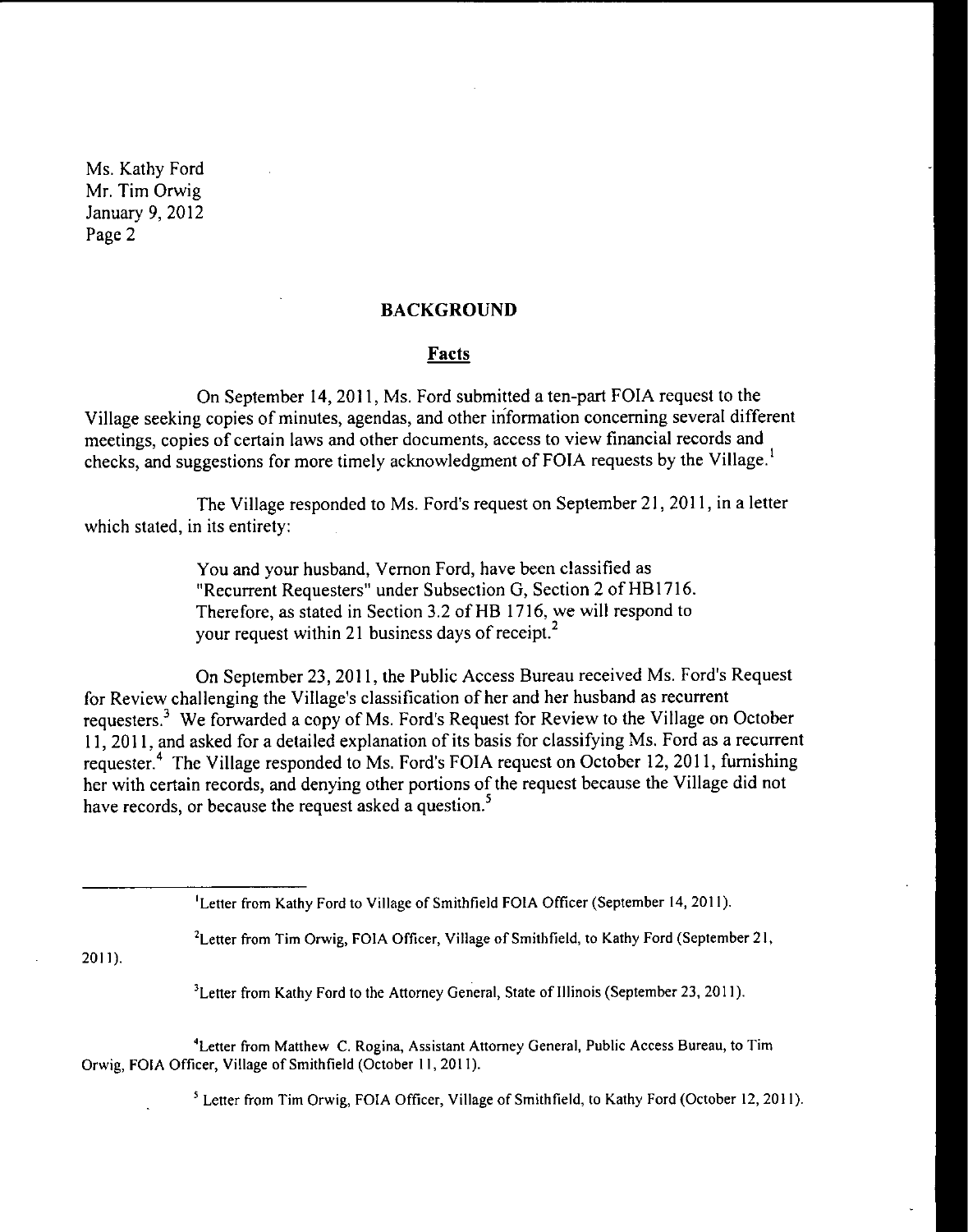Ms. Kathy Ford
Mr. Tim Orwig
January 9, 2012

## BACKGROUND

### Facts

On September 14, 2011, Ms. Ford submitted a ten-part FOIA request to the Village seeking copies of minutes, agendas, and other information concerning several different meetings, copies of certain laws and other documents, access to view financial records and checks, and suggestions for more timely acknowledgment of FOIA requests by the Village.[1]

The Village responded to Ms. Ford's request on September 21, 2011, in a letter which stated, in its entirety:

> You and your husband, Vernon Ford, have been classified as "Recurrent Requesters" under Subsection G, Section 2 of HB1716. Therefore, as stated in Section 3.2 of HB 1716, we will respond to your request within 21 business days of receipt.[2]

On September 23, 2011, the Public Access Bureau received Ms. Ford's Request for Review challenging the Village's classification of her and her husband as recurrent requesters.[3] We forwarded a copy of Ms. Ford's Request for Review to the Village on October 11, 2011, and asked for a detailed explanation of its basis for classifying Ms. Ford as a recurrent requester.[4] The Village responded to Ms. Ford's FOIA request on October 12, 2011, furnishing her with certain records, and denying other portions of the request because the Village did not have records, or because the request asked a question.[5]

---

[1]Letter from Kathy Ford to Village of Smithfield FOIA Officer (September 14, 2011).

[2]Letter from Tim Orwig, FOIA Officer, Village of Smithfield, to Kathy Ford (September 21, 2011).

[3]Letter from Kathy Ford to the Attorney General, State of Illinois (September 23, 2011).

[4]Letter from Matthew C. Rogina, Assistant Attorney General, Public Access Bureau, to Tim Orwig, FOIA Officer, Village of Smithfield (October 11, 2011).

[5] Letter from Tim Orwig, FOIA Officer, Village of Smithfield, to Kathy Ford (October 12, 2011).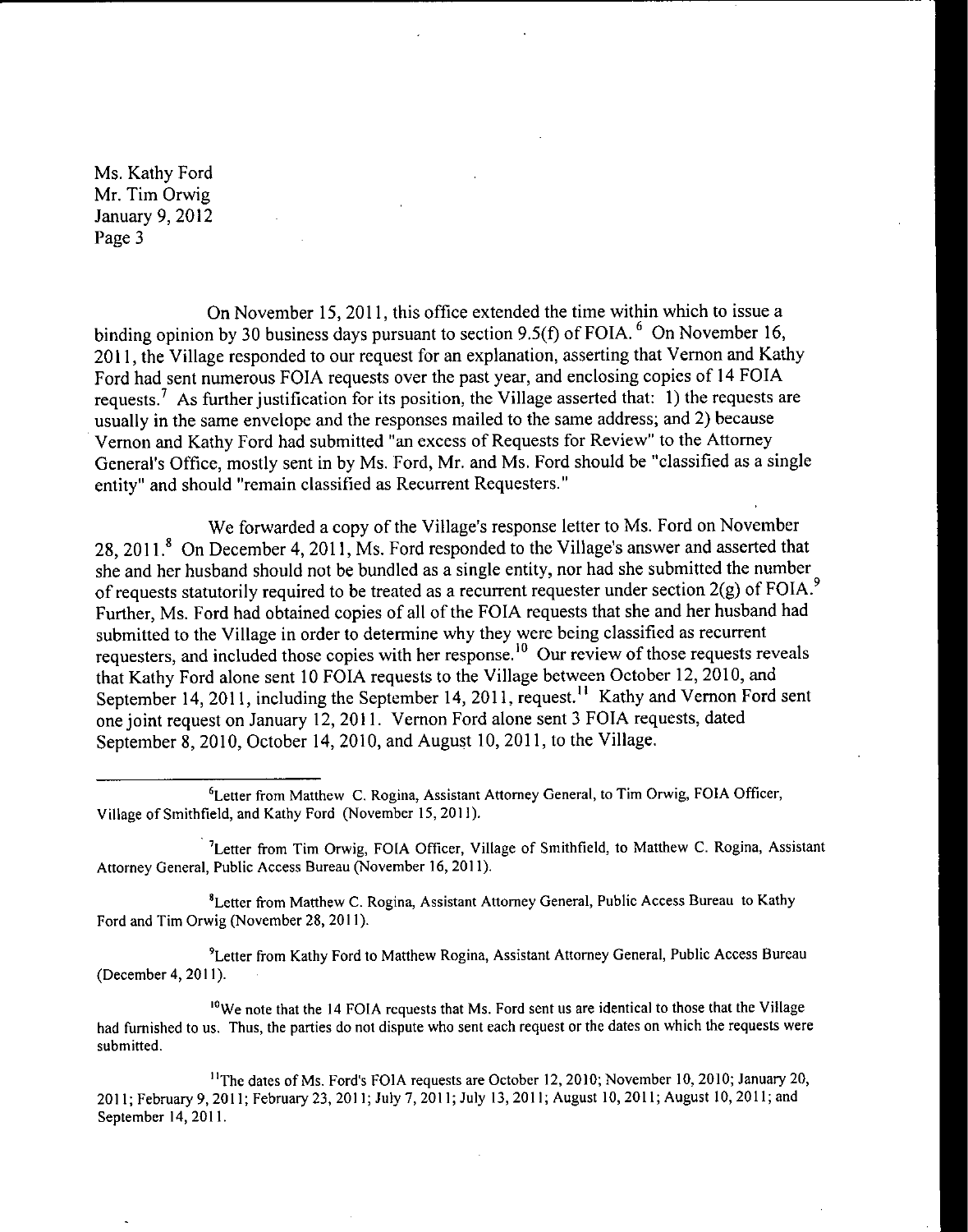Ms. Kathy Ford
Mr. Tim Orwig
January 9, 2012

On November 15, 2011, this office extended the time within which to issue a binding opinion by 30 business days pursuant to section 9.5(f) of FOIA.[6] On November 16, 2011, the Village responded to our request for an explanation, asserting that Vernon and Kathy Ford had sent numerous FOIA requests over the past year, and enclosing copies of 14 FOIA requests.[7] As further justification for its position, the Village asserted that: 1) the requests are usually in the same envelope and the responses mailed to the same address; and 2) because Vernon and Kathy Ford had submitted "an excess of Requests for Review" to the Attorney General's Office, mostly sent in by Ms. Ford, Mr. and Ms. Ford should be "classified as a single entity" and should "remain classified as Recurrent Requesters."

We forwarded a copy of the Village's response letter to Ms. Ford on November 28, 2011.[8] On December 4, 2011, Ms. Ford responded to the Village's answer and asserted that she and her husband should not be bundled as a single entity, nor had she submitted the number of requests statutorily required to be treated as a recurrent requester under section 2(g) of FOIA.[9] Further, Ms. Ford had obtained copies of all of the FOIA requests that she and her husband had submitted to the Village in order to determine why they were being classified as recurrent requesters, and included those copies with her response.[10] Our review of those requests reveals that Kathy Ford alone sent 10 FOIA requests to the Village between October 12, 2010, and September 14, 2011, including the September 14, 2011, request.[11] Kathy and Vernon Ford sent one joint request on January 12, 2011. Vernon Ford alone sent 3 FOIA requests, dated September 8, 2010, October 14, 2010, and August 10, 2011, to the Village.

---

[6] Letter from Matthew C. Rogina, Assistant Attorney General, to Tim Orwig, FOIA Officer, Village of Smithfield, and Kathy Ford (November 15, 2011).

[7] Letter from Tim Orwig, FOIA Officer, Village of Smithfield, to Matthew C. Rogina, Assistant Attorney General, Public Access Bureau (November 16, 2011).

[8] Letter from Matthew C. Rogina, Assistant Attorney General, Public Access Bureau to Kathy Ford and Tim Orwig (November 28, 2011).

[9] Letter from Kathy Ford to Matthew Rogina, Assistant Attorney General, Public Access Bureau (December 4, 2011).

[10] We note that the 14 FOIA requests that Ms. Ford sent us are identical to those that the Village had furnished to us. Thus, the parties do not dispute who sent each request or the dates on which the requests were submitted.

[11] The dates of Ms. Ford's FOIA requests are October 12, 2010; November 10, 2010; January 20, 2011; February 9, 2011; February 23, 2011; July 7, 2011; July 13, 2011; August 10, 2011; August 10, 2011; and September 14, 2011.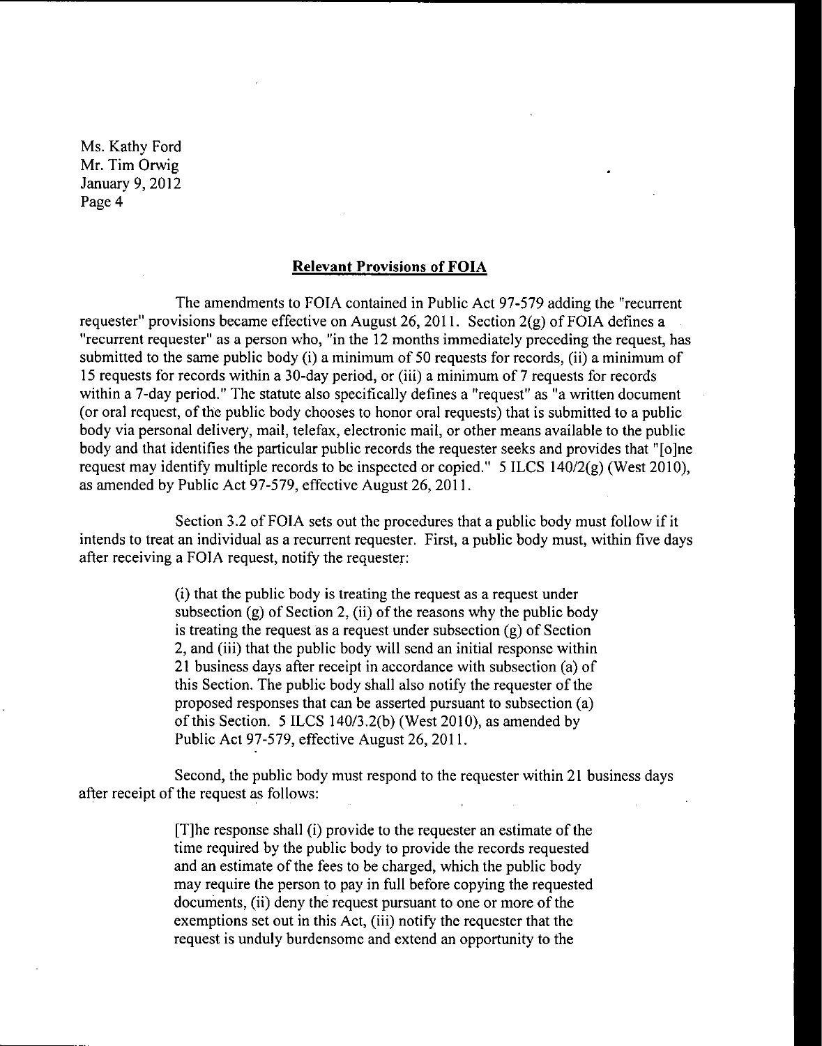Ms. Kathy Ford
Mr. Tim Orwig
January 9, 2012
Page 4

## **Relevant Provisions of FOIA**

The amendments to FOIA contained in Public Act 97-579 adding the "recurrent requester" provisions became effective on August 26, 2011. Section 2(g) of FOIA defines a "recurrent requester" as a person who, "in the 12 months immediately preceding the request, has submitted to the same public body (i) a minimum of 50 requests for records, (ii) a minimum of 15 requests for records within a 30-day period, or (iii) a minimum of 7 requests for records within a 7-day period." The statute also specifically defines a "request" as "a written document (or oral request, of the public body chooses to honor oral requests) that is submitted to a public body via personal delivery, mail, telefax, electronic mail, or other means available to the public body and that identifies the particular public records the requester seeks and provides that "[o]ne request may identify multiple records to be inspected or copied." 5 ILCS 140/2(g) (West 2010), as amended by Public Act 97-579, effective August 26, 2011.

Section 3.2 of FOIA sets out the procedures that a public body must follow if it intends to treat an individual as a recurrent requester. First, a public body must, within five days after receiving a FOIA request, notify the requester:

> (i) that the public body is treating the request as a request under subsection (g) of Section 2, (ii) of the reasons why the public body is treating the request as a request under subsection (g) of Section 2, and (iii) that the public body will send an initial response within 21 business days after receipt in accordance with subsection (a) of this Section. The public body shall also notify the requester of the proposed responses that can be asserted pursuant to subsection (a) of this Section. 5 ILCS 140/3.2(b) (West 2010), as amended by Public Act 97-579, effective August 26, 2011.

Second, the public body must respond to the requester within 21 business days after receipt of the request as follows:

> [T]he response shall (i) provide to the requester an estimate of the time required by the public body to provide the records requested and an estimate of the fees to be charged, which the public body may require the person to pay in full before copying the requested documents, (ii) deny the request pursuant to one or more of the exemptions set out in this Act, (iii) notify the requester that the request is unduly burdensome and extend an opportunity to the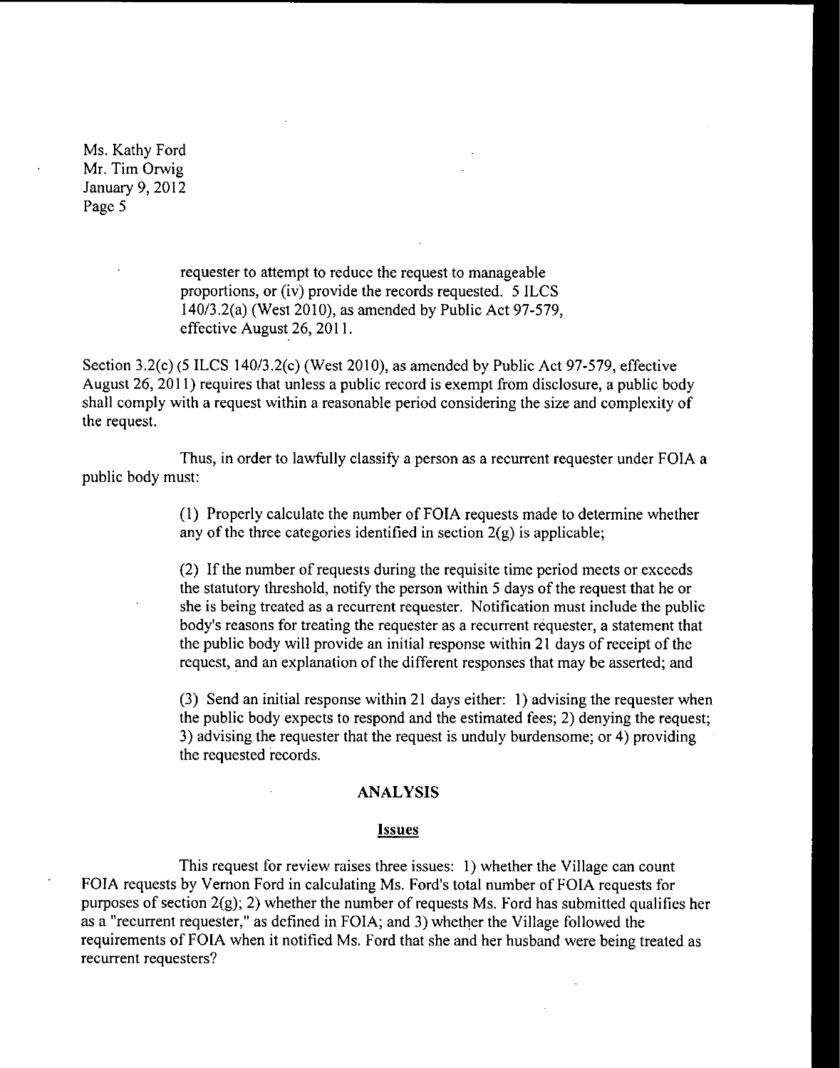requester to attempt to reduce the request to manageable proportions, or (iv) provide the records requested. 5 ILCS 140/3.2(a) (West 2010), as amended by Public Act 97-579, effective August 26, 2011.

Section 3.2(c) (5 ILCS 140/3.2(c) (West 2010), as amended by Public Act 97-579, effective August 26, 2011) requires that unless a public record is exempt from disclosure, a public body shall comply with a request within a reasonable period considering the size and complexity of the request.

Thus, in order to lawfully classify a person as a recurrent requester under FOIA a public body must:

> (1) Properly calculate the number of FOIA requests made to determine whether any of the three categories identified in section 2(g) is applicable;
>
> (2) If the number of requests during the requisite time period meets or exceeds the statutory threshold, notify the person within 5 days of the request that he or she is being treated as a recurrent requester. Notification must include the public body's reasons for treating the requester as a recurrent requester, a statement that the public body will provide an initial response within 21 days of receipt of the request, and an explanation of the different responses that may be asserted; and
>
> (3) Send an initial response within 21 days either: 1) advising the requester when the public body expects to respond and the estimated fees; 2) denying the request; 3) advising the requester that the request is unduly burdensome; or 4) providing the requested records.

## ANALYSIS

### Issues

This request for review raises three issues: 1) whether the Village can count FOIA requests by Vernon Ford in calculating Ms. Ford's total number of FOIA requests for purposes of section 2(g); 2) whether the number of requests Ms. Ford has submitted qualifies her as a "recurrent requester," as defined in FOIA; and 3) whether the Village followed the requirements of FOIA when it notified Ms. Ford that she and her husband were being treated as recurrent requesters?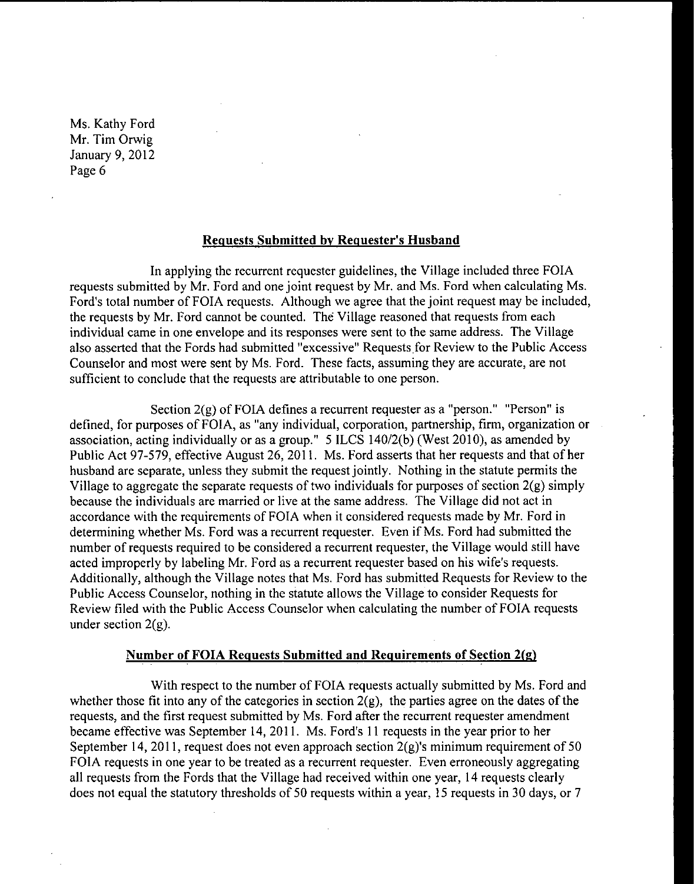Ms. Kathy Ford
Mr. Tim Orwig
January 9, 2012
Page 6

## Requests Submitted by Requester's Husband

In applying the recurrent requester guidelines, the Village included three FOIA requests submitted by Mr. Ford and one joint request by Mr. and Ms. Ford when calculating Ms. Ford's total number of FOIA requests. Although we agree that the joint request may be included, the requests by Mr. Ford cannot be counted. The Village reasoned that requests from each individual came in one envelope and its responses were sent to the same address. The Village also asserted that the Fords had submitted "excessive" Requests for Review to the Public Access Counselor and most were sent by Ms. Ford. These facts, assuming they are accurate, are not sufficient to conclude that the requests are attributable to one person.

Section 2(g) of FOIA defines a recurrent requester as a "person." "Person" is defined, for purposes of FOIA, as "any individual, corporation, partnership, firm, organization or association, acting individually or as a group." 5 ILCS 140/2(b) (West 2010), as amended by Public Act 97-579, effective August 26, 2011. Ms. Ford asserts that her requests and that of her husband are separate, unless they submit the request jointly. Nothing in the statute permits the Village to aggregate the separate requests of two individuals for purposes of section 2(g) simply because the individuals are married or live at the same address. The Village did not act in accordance with the requirements of FOIA when it considered requests made by Mr. Ford in determining whether Ms. Ford was a recurrent requester. Even if Ms. Ford had submitted the number of requests required to be considered a recurrent requester, the Village would still have acted improperly by labeling Mr. Ford as a recurrent requester based on his wife's requests. Additionally, although the Village notes that Ms. Ford has submitted Requests for Review to the Public Access Counselor, nothing in the statute allows the Village to consider Requests for Review filed with the Public Access Counselor when calculating the number of FOIA requests under section 2(g).

## Number of FOIA Requests Submitted and Requirements of Section 2(g)

With respect to the number of FOIA requests actually submitted by Ms. Ford and whether those fit into any of the categories in section 2(g), the parties agree on the dates of the requests, and the first request submitted by Ms. Ford after the recurrent requester amendment became effective was September 14, 2011. Ms. Ford's 11 requests in the year prior to her September 14, 2011, request does not even approach section 2(g)'s minimum requirement of 50 FOIA requests in one year to be treated as a recurrent requester. Even erroneously aggregating all requests from the Fords that the Village had received within one year, 14 requests clearly does not equal the statutory thresholds of 50 requests within a year, 15 requests in 30 days, or 7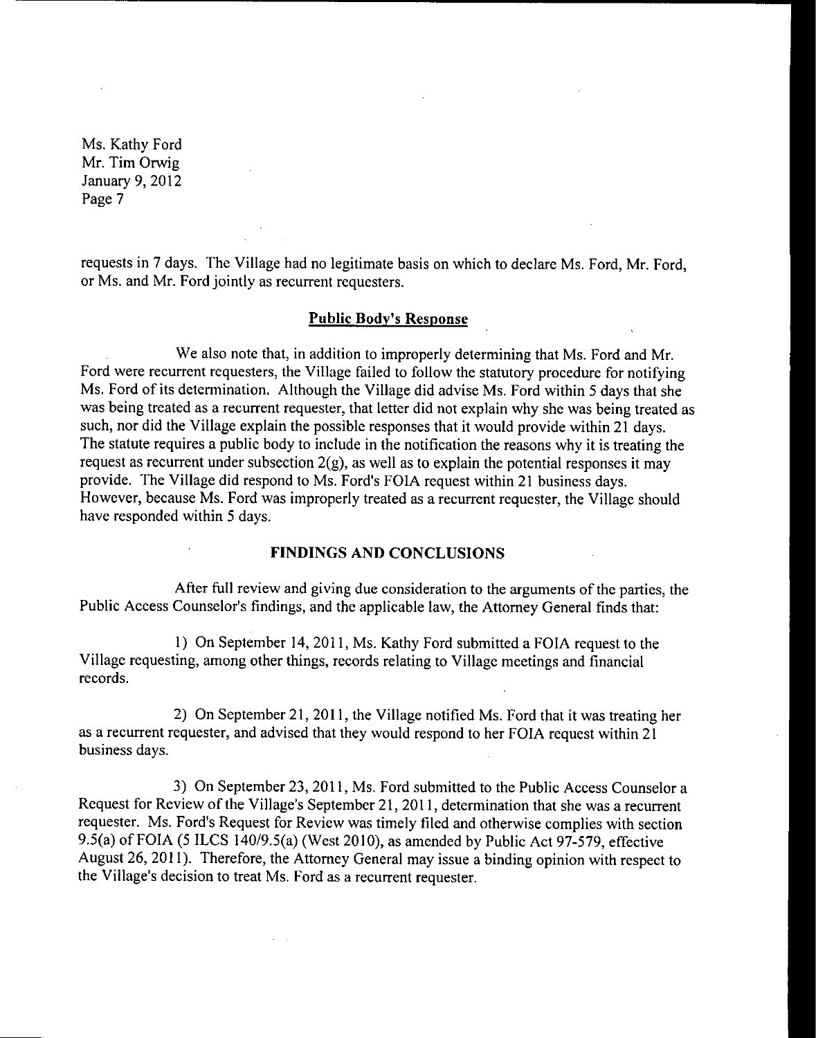requests in 7 days. The Village had no legitimate basis on which to declare Ms. Ford, Mr. Ford, or Ms. and Mr. Ford jointly as recurrent requesters.

## Public Body's Response

We also note that, in addition to improperly determining that Ms. Ford and Mr. Ford were recurrent requesters, the Village failed to follow the statutory procedure for notifying Ms. Ford of its determination. Although the Village did advise Ms. Ford within 5 days that she was being treated as a recurrent requester, that letter did not explain why she was being treated as such, nor did the Village explain the possible responses that it would provide within 21 days. The statute requires a public body to include in the notification the reasons why it is treating the request as recurrent under subsection 2(g), as well as to explain the potential responses it may provide. The Village did respond to Ms. Ford's FOIA request within 21 business days. However, because Ms. Ford was improperly treated as a recurrent requester, the Village should have responded within 5 days.

## FINDINGS AND CONCLUSIONS

After full review and giving due consideration to the arguments of the parties, the Public Access Counselor's findings, and the applicable law, the Attorney General finds that:

1) On September 14, 2011, Ms. Kathy Ford submitted a FOIA request to the Village requesting, among other things, records relating to Village meetings and financial records.

2) On September 21, 2011, the Village notified Ms. Ford that it was treating her as a recurrent requester, and advised that they would respond to her FOIA request within 21 business days.

3) On September 23, 2011, Ms. Ford submitted to the Public Access Counselor a Request for Review of the Village's September 21, 2011, determination that she was a recurrent requester. Ms. Ford's Request for Review was timely filed and otherwise complies with section 9.5(a) of FOIA (5 ILCS 140/9.5(a) (West 2010), as amended by Public Act 97-579, effective August 26, 2011). Therefore, the Attorney General may issue a binding opinion with respect to the Village's decision to treat Ms. Ford as a recurrent requester.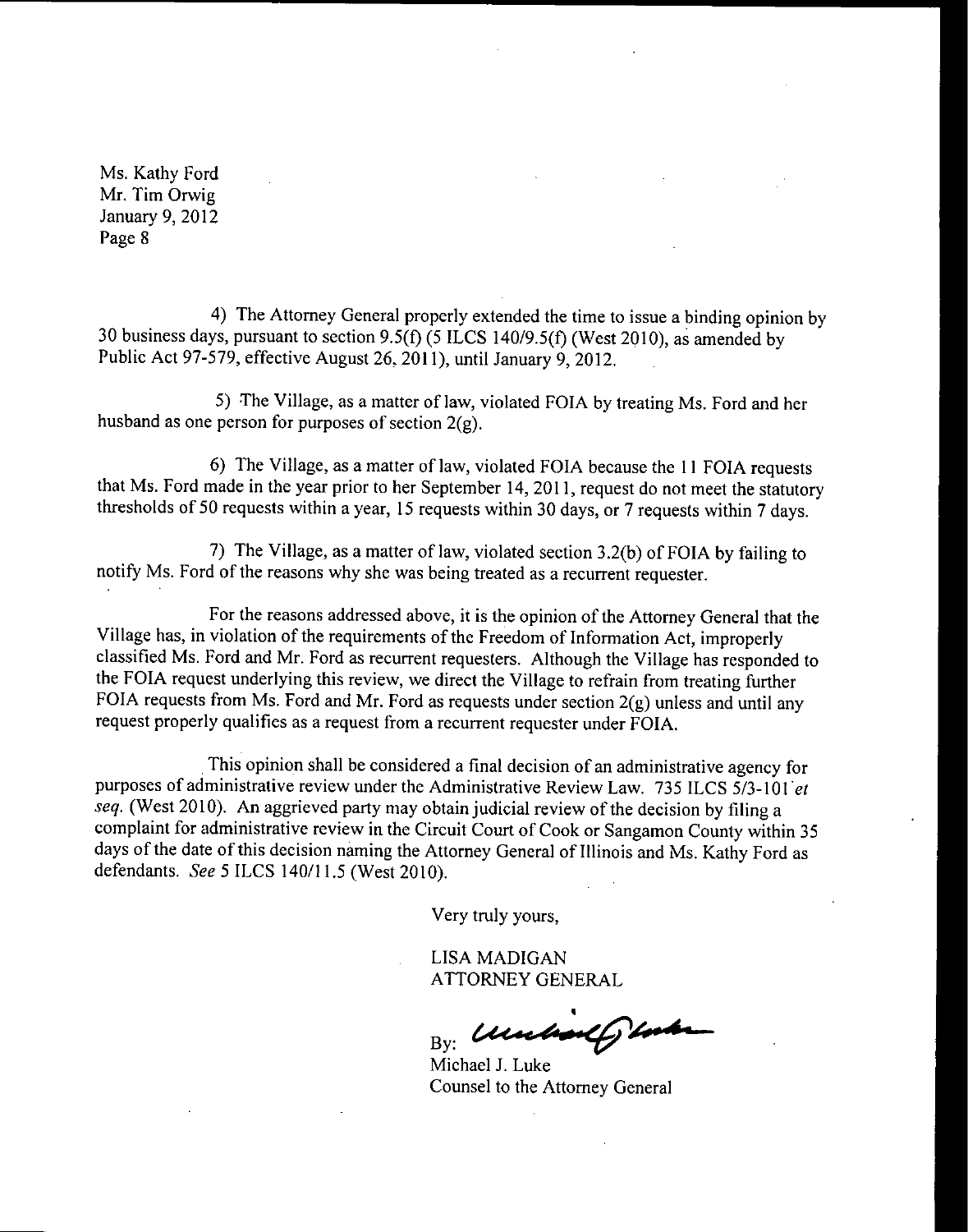Ms. Kathy Ford
Mr. Tim Orwig
January 9, 2012
Page 8

4) The Attorney General properly extended the time to issue a binding opinion by 30 business days, pursuant to section 9.5(f) (5 ILCS 140/9.5(f) (West 2010), as amended by Public Act 97-579, effective August 26, 2011), until January 9, 2012.

5) The Village, as a matter of law, violated FOIA by treating Ms. Ford and her husband as one person for purposes of section 2(g).

6) The Village, as a matter of law, violated FOIA because the 11 FOIA requests that Ms. Ford made in the year prior to her September 14, 2011, request do not meet the statutory thresholds of 50 requests within a year, 15 requests within 30 days, or 7 requests within 7 days.

7) The Village, as a matter of law, violated section 3.2(b) of FOIA by failing to notify Ms. Ford of the reasons why she was being treated as a recurrent requester.

For the reasons addressed above, it is the opinion of the Attorney General that the Village has, in violation of the requirements of the Freedom of Information Act, improperly classified Ms. Ford and Mr. Ford as recurrent requesters. Although the Village has responded to the FOIA request underlying this review, we direct the Village to refrain from treating further FOIA requests from Ms. Ford and Mr. Ford as requests under section 2(g) unless and until any request properly qualifies as a request from a recurrent requester under FOIA.

This opinion shall be considered a final decision of an administrative agency for purposes of administrative review under the Administrative Review Law. 735 ILCS 5/3-101 *et seq.* (West 2010). An aggrieved party may obtain judicial review of the decision by filing a complaint for administrative review in the Circuit Court of Cook or Sangamon County within 35 days of the date of this decision naming the Attorney General of Illinois and Ms. Kathy Ford as defendants. *See* 5 ILCS 140/11.5 (West 2010).

Very truly yours,

LISA MADIGAN
ATTORNEY GENERAL

By:

Michael J. Luke
Counsel to the Attorney General